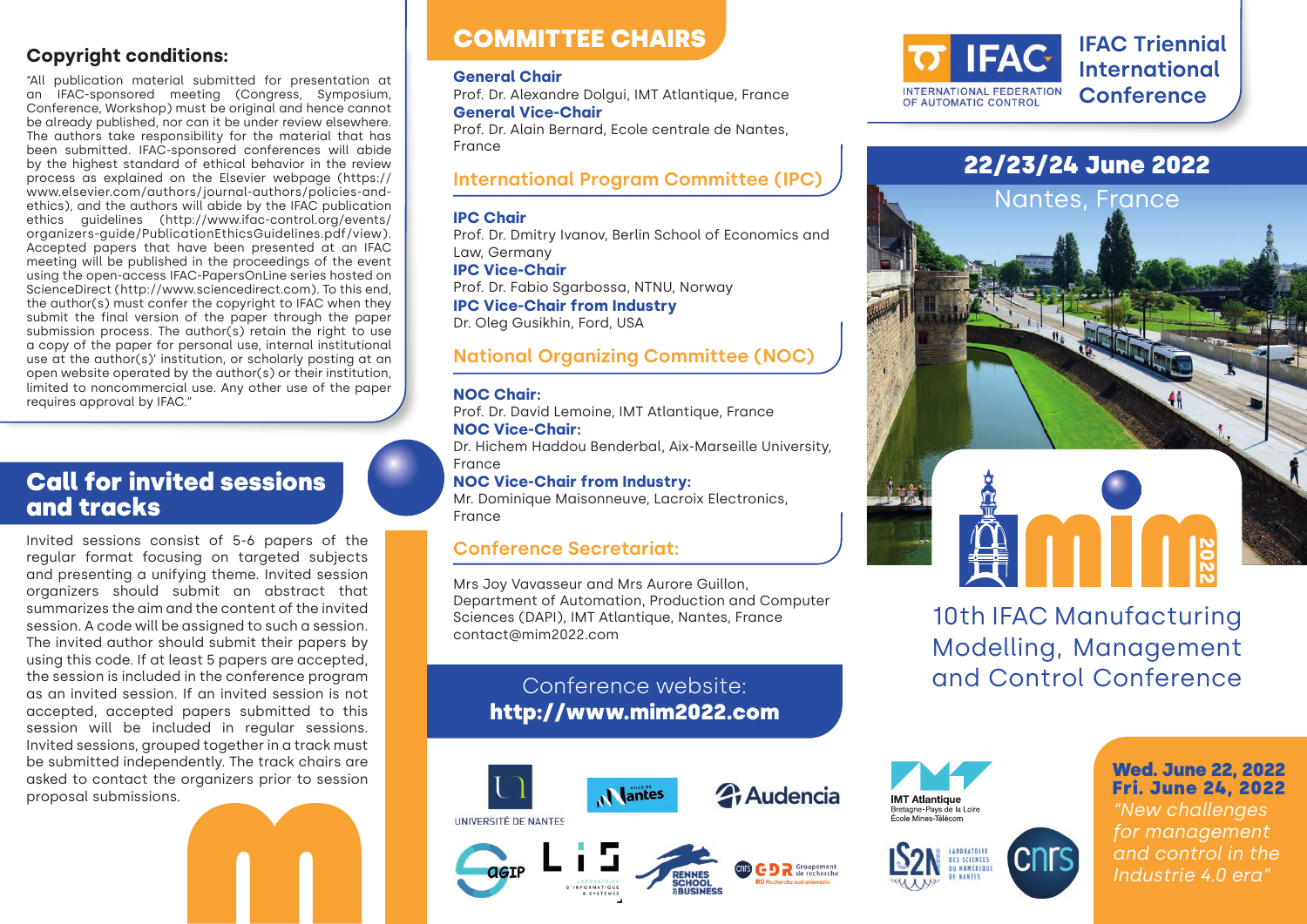## Copyright conditions:

"All publication material submitted for presentation at an IFAC-sponsored meeting (Congress, Symposium, Conference, Workshop) must be original and hence cannot be already published, nor can it be under review elsewhere. The authors take responsibility for the material that has been submitted. IFAC-sponsored conferences will abide by the highest standard of ethical behavior in the review process as explained on the Elsevier webpage (https://www.elsevier.com/authors/journal-authors/policies-and-ethics), and the authors will abide by the IFAC publication ethics guidelines (http://www.ifac-control.org/events/organizers-guide/PublicationEthicsGuidelines.pdf/view). Accepted papers that have been presented at an IFAC meeting will be published in the proceedings of the event using the open-access IFAC-PapersOnLine series hosted on ScienceDirect (http://www.sciencedirect.com). To this end, the author(s) must confer the copyright to IFAC when they submit the final version of the paper through the paper submission process. The author(s) retain the right to use a copy of the paper for personal use, internal institutional use at the author(s)' institution, or scholarly posting at an open website operated by the author(s) or their institution, limited to noncommercial use. Any other use of the paper requires approval by IFAC."

## Call for invited sessions and tracks

Invited sessions consist of 5-6 papers of the regular format focusing on targeted subjects and presenting a unifying theme. Invited session organizers should submit an abstract that summarizes the aim and the content of the invited session. A code will be assigned to such a session. The invited author should submit their papers by using this code. If at least 5 papers are accepted, the session is included in the conference program as an invited session. If an invited session is not accepted, accepted papers submitted to this session will be included in regular sessions. Invited sessions, grouped together in a track must be submitted independently. The track chairs are asked to contact the organizers prior to session proposal submissions.

## COMMITTEE CHAIRS

**General Chair**
Prof. Dr. Alexandre Dolgui, IMT Atlantique, France

**General Vice-Chair**
Prof. Dr. Alain Bernard, Ecole centrale de Nantes, France

### International Program Committee (IPC)

**IPC Chair**
Prof. Dr. Dmitry Ivanov, Berlin School of Economics and Law, Germany

**IPC Vice-Chair**
Prof. Dr. Fabio Sgarbossa, NTNU, Norway

**IPC Vice-Chair from Industry**
Dr. Oleg Gusikhin, Ford, USA

### National Organizing Committee (NOC)

**NOC Chair:**
Prof. Dr. David Lemoine, IMT Atlantique, France

**NOC Vice-Chair:**
Dr. Hichem Haddou Benderbal, Aix-Marseille University, France

**NOC Vice-Chair from Industry:**
Mr. Dominique Maisonneuve, Lacroix Electronics, France

### Conference Secretariat:

Mrs Joy Vavasseur and Mrs Aurore Guillon, Department of Automation, Production and Computer Sciences (DAPI), IMT Atlantique, Nantes, France
contact@mim2022.com

Conference website:
**http://www.mim2022.com**

Université de Nantes · Nantes · Audencia · AGIP · LIS Laboratoire d'Informatique & Systèmes · Rennes School of Business · CNRS GDR Groupement de recherche RO Recherche opérationnelle

IFAC INTERNATIONAL FEDERATION OF AUTOMATIC CONTROL

**IFAC Triennial International Conference**

## 22/23/24 June 2022

Nantes, France

mim 2022

# 10th IFAC Manufacturing Modelling, Management and Control Conference

IMT Atlantique Bretagne-Pays de la Loire École Mines-Télécom · LS2N Laboratoire des Sciences du Numérique de Nantes · CNRS

**Wed. June 22, 2022**
**Fri. June 24, 2022**

*"New challenges for management and control in the Industrie 4.0 era"*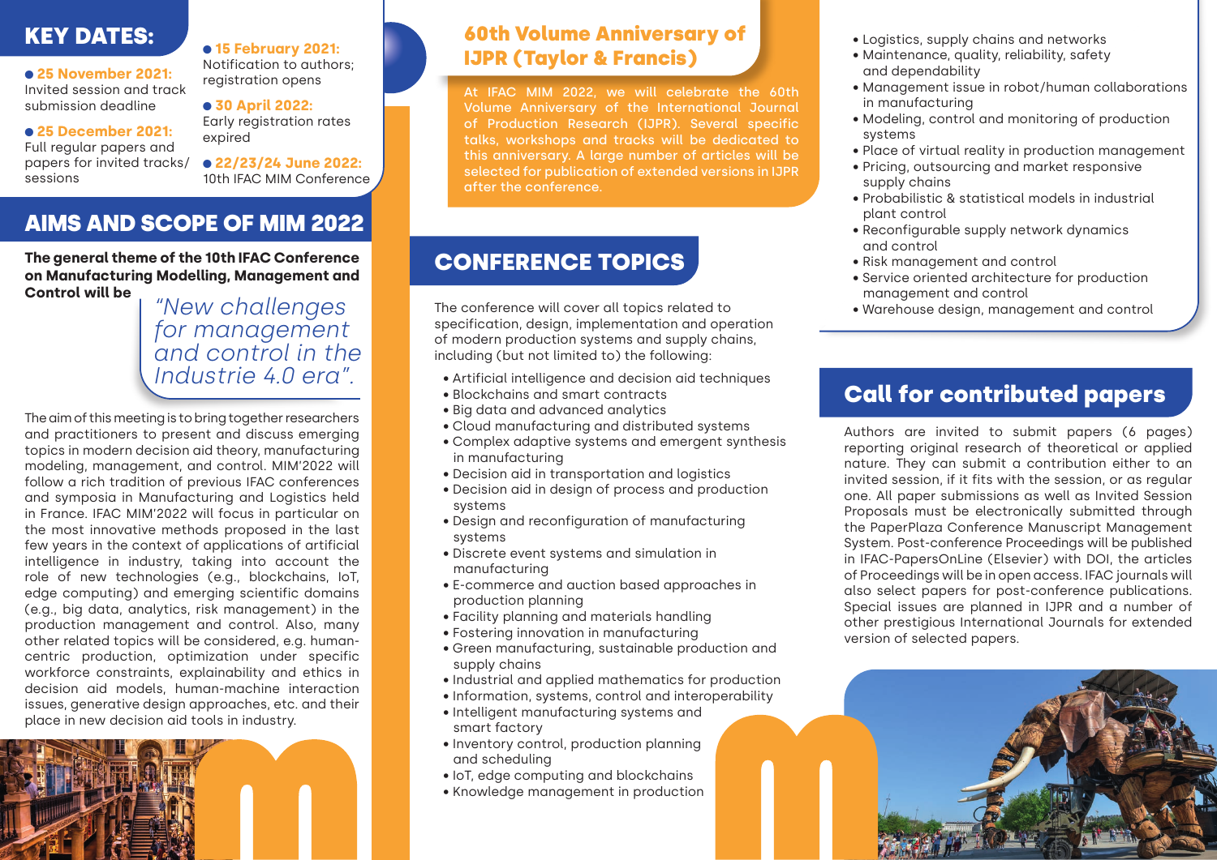## KEY DATES:

- **25 November 2021:** Invited session and track submission deadline
- **25 December 2021:** Full regular papers and papers for invited tracks/ sessions
- **15 February 2021:** Notification to authors; registration opens
- **30 April 2022:** Early registration rates expired
- **22/23/24 June 2022:** 10th IFAC MIM Conference

## AIMS AND SCOPE OF MIM 2022

**The general theme of the 10th IFAC Conference on Manufacturing Modelling, Management and Control will be**

*"New challenges for management and control in the Industrie 4.0 era".*

The aim of this meeting is to bring together researchers and practitioners to present and discuss emerging topics in modern decision aid theory, manufacturing modeling, management, and control. MIM'2022 will follow a rich tradition of previous IFAC conferences and symposia in Manufacturing and Logistics held in France. IFAC MIM'2022 will focus in particular on the most innovative methods proposed in the last few years in the context of applications of artificial intelligence in industry, taking into account the role of new technologies (e.g., blockchains, IoT, edge computing) and emerging scientific domains (e.g., big data, analytics, risk management) in the production management and control. Also, many other related topics will be considered, e.g. human-centric production, optimization under specific workforce constraints, explainability and ethics in decision aid models, human-machine interaction issues, generative design approaches, etc. and their place in new decision aid tools in industry.

## 60th Volume Anniversary of IJPR (Taylor & Francis)

At IFAC MIM 2022, we will celebrate the 60th Volume Anniversary of the International Journal of Production Research (IJPR). Several specific talks, workshops and tracks will be dedicated to this anniversary. A large number of articles will be selected for publication of extended versions in IJPR after the conference.

## CONFERENCE TOPICS

The conference will cover all topics related to specification, design, implementation and operation of modern production systems and supply chains, including (but not limited to) the following:

- Artificial intelligence and decision aid techniques
- Blockchains and smart contracts
- Big data and advanced analytics
- Cloud manufacturing and distributed systems
- Complex adaptive systems and emergent synthesis in manufacturing
- Decision aid in transportation and logistics
- Decision aid in design of process and production systems
- Design and reconfiguration of manufacturing systems
- Discrete event systems and simulation in manufacturing
- E-commerce and auction based approaches in production planning
- Facility planning and materials handling
- Fostering innovation in manufacturing
- Green manufacturing, sustainable production and supply chains
- Industrial and applied mathematics for production
- Information, systems, control and interoperability
- Intelligent manufacturing systems and smart factory
- Inventory control, production planning and scheduling
- IoT, edge computing and blockchains
- Knowledge management in production
- Logistics, supply chains and networks
- Maintenance, quality, reliability, safety and dependability
- Management issue in robot/human collaborations in manufacturing
- Modeling, control and monitoring of production systems
- Place of virtual reality in production management
- Pricing, outsourcing and market responsive supply chains
- Probabilistic & statistical models in industrial plant control
- Reconfigurable supply network dynamics and control
- Risk management and control
- Service oriented architecture for production management and control
- Warehouse design, management and control

## Call for contributed papers

Authors are invited to submit papers (6 pages) reporting original research of theoretical or applied nature. They can submit a contribution either to an invited session, if it fits with the session, or as regular one. All paper submissions as well as Invited Session Proposals must be electronically submitted through the PaperPlaza Conference Manuscript Management System. Post-conference Proceedings will be published in IFAC-PapersOnLine (Elsevier) with DOI, the articles of Proceedings will be in open access. IFAC journals will also select papers for post-conference publications. Special issues are planned in IJPR and a number of other prestigious International Journals for extended version of selected papers.